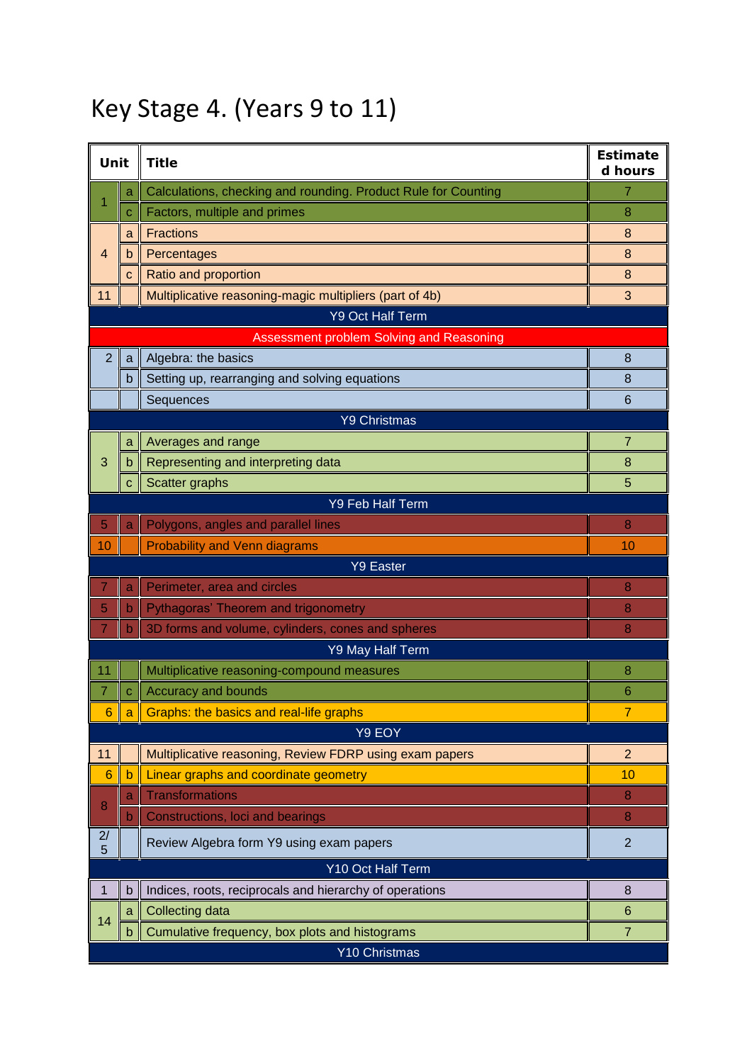# Key Stage 4. (Years 9 to 11)

| Unit | | Title | Estimated hours |
|---|---|---|---|
| 1 | a | Calculations, checking and rounding. Product Rule for Counting | 7 |
| | c | Factors, multiple and primes | 8 |
| 4 | a | Fractions | 8 |
| | b | Percentages | 8 |
| | c | Ratio and proportion | 8 |
| 11 | | Multiplicative reasoning-magic multipliers (part of 4b) | 3 |
| | | Y9 Oct Half Term | |
| | | Assessment problem Solving and Reasoning | |
| 2 | a | Algebra: the basics | 8 |
| | b | Setting up, rearranging and solving equations | 8 |
| | | Sequences | 6 |
| | | Y9 Christmas | |
| 3 | a | Averages and range | 7 |
| | b | Representing and interpreting data | 8 |
| | c | Scatter graphs | 5 |
| | | Y9 Feb Half Term | |
| 5 | a | Polygons, angles and parallel lines | 8 |
| 10 | | Probability and Venn diagrams | 10 |
| | | Y9 Easter | |
| 7 | a | Perimeter, area and circles | 8 |
| 5 | b | Pythagoras' Theorem and trigonometry | 8 |
| 7 | b | 3D forms and volume, cylinders, cones and spheres | 8 |
| | | Y9 May Half Term | |
| 11 | | Multiplicative reasoning-compound measures | 8 |
| 7 | c | Accuracy and bounds | 6 |
| 6 | a | Graphs: the basics and real-life graphs | 7 |
| | | Y9 EOY | |
| 11 | | Multiplicative reasoning, Review FDRP using exam papers | 2 |
| 6 | b | Linear graphs and coordinate geometry | 10 |
| 8 | a | Transformations | 8 |
| | b | Constructions, loci and bearings | 8 |
| 2/5 | | Review Algebra form Y9 using exam papers | 2 |
| | | Y10 Oct Half Term | |
| 1 | b | Indices, roots, reciprocals and hierarchy of operations | 8 |
| 14 | a | Collecting data | 6 |
| | b | Cumulative frequency, box plots and histograms | 7 |
| | | Y10 Christmas | |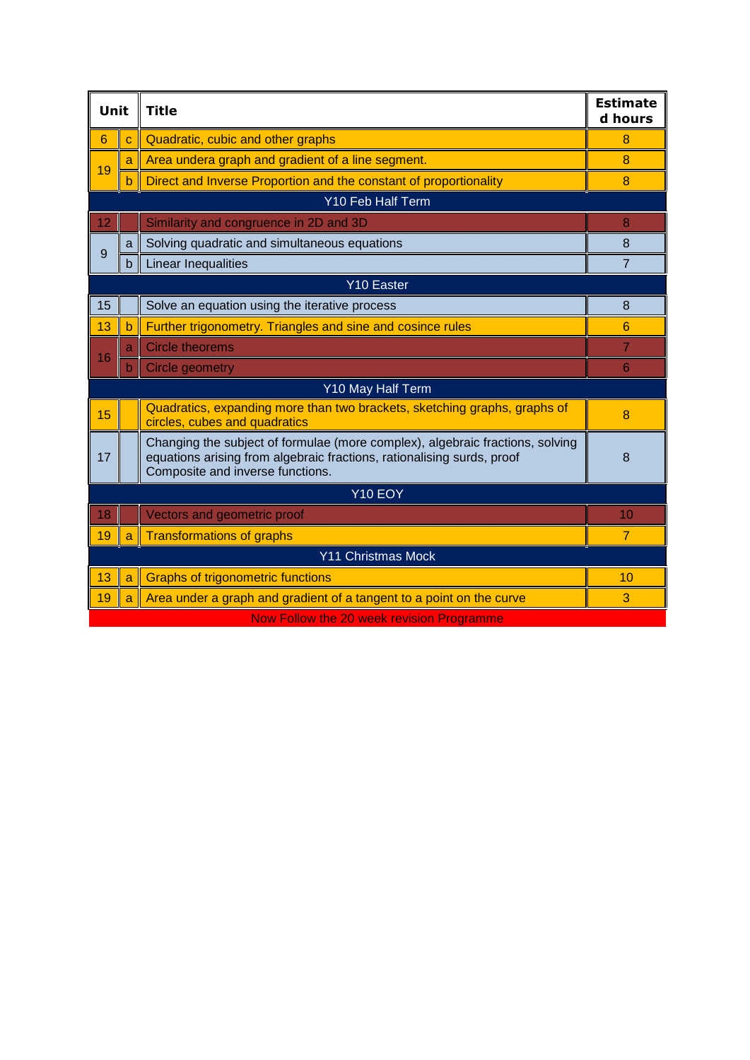| Unit | | Title | Estimated hours |
|---|---|---|---|
| 6 | c | Quadratic, cubic and other graphs | 8 |
| 19 | a | Area undera graph and gradient of a line segment. | 8 |
| | b | Direct and Inverse Proportion and the constant of proportionality | 8 |
| Y10 Feb Half Term | | | |
| 12 | | Similarity and congruence in 2D and 3D | 8 |
| 9 | a | Solving quadratic and simultaneous equations | 8 |
| | b | Linear Inequalities | 7 |
| Y10 Easter | | | |
| 15 | | Solve an equation using the iterative process | 8 |
| 13 | b | Further trigonometry. Triangles and sine and cosince rules | 6 |
| 16 | a | Circle theorems | 7 |
| | b | Circle geometry | 6 |
| Y10 May Half Term | | | |
| 15 | | Quadratics, expanding more than two brackets, sketching graphs, graphs of circles, cubes and quadratics | 8 |
| 17 | | Changing the subject of formulae (more complex), algebraic fractions, solving equations arising from algebraic fractions, rationalising surds, proof Composite and inverse functions. | 8 |
| Y10 EOY | | | |
| 18 | | Vectors and geometric proof | 10 |
| 19 | a | Transformations of graphs | 7 |
| Y11 Christmas Mock | | | |
| 13 | a | Graphs of trigonometric functions | 10 |
| 19 | a | Area under a graph and gradient of a tangent to a point on the curve | 3 |
| Now Follow the 20 week revision Programme | | | |